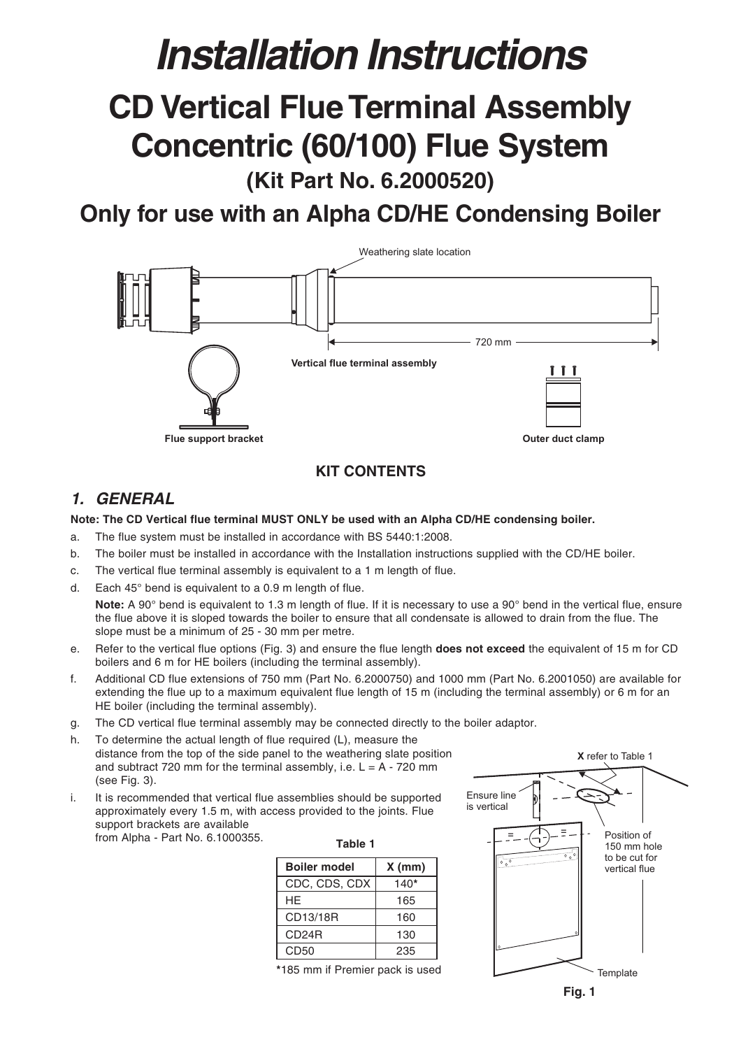# Installation Instructions

# CD Vertical Flue Terminal Assembly Concentric (60/100) Flue System

## (Kit Part No. 6.2000520)

## Only for use with an Alpha CD/HE Condensing Boiler

Weathering slate location

720 mm

**Vertical flue terminal assembly**

**Flue support bracket**

**Outer duct clamp**

**KIT CONTENTS**

## *1. GENERAL*

**Note: The CD Vertical flue terminal MUST ONLY be used with an Alpha CD/HE condensing boiler.**

a. The flue system must be installed in accordance with BS 5440:1:2008.

b. The boiler must be installed in accordance with the Installation instructions supplied with the CD/HE boiler.

c. The vertical flue terminal assembly is equivalent to a 1 m length of flue.

d. Each 45° bend is equivalent to a 0.9 m length of flue.

   **Note:** A 90° bend is equivalent to 1.3 m length of flue. If it is necessary to use a 90° bend in the vertical flue, ensure the flue above it is sloped towards the boiler to ensure that all condensate is allowed to drain from the flue. The slope must be a minimum of 25 - 30 mm per metre.

e. Refer to the vertical flue options (Fig. 3) and ensure the flue length **does not exceed** the equivalent of 15 m for CD boilers and 6 m for HE boilers (including the terminal assembly).

f. Additional CD flue extensions of 750 mm (Part No. 6.2000750) and 1000 mm (Part No. 6.2001050) are available for extending the flue up to a maximum equivalent flue length of 15 m (including the terminal assembly) or 6 m for an HE boiler (including the terminal assembly).

g. The CD vertical flue terminal assembly may be connected directly to the boiler adaptor.

h. To determine the actual length of flue required (L), measure the distance from the top of the side panel to the weathering slate position and subtract 720 mm for the terminal assembly, i.e. L = A - 720 mm (see Fig. 3).

i. It is recommended that vertical flue assemblies should be supported approximately every 1.5 m, with access provided to the joints. Flue support brackets are available from Alpha - Part No. 6.1000355.

**Table 1**

| Boiler model | X (mm) |
|---|---|
| CDC, CDS, CDX | 140* |
| HE | 165 |
| CD13/18R | 160 |
| CD24R | 130 |
| CD50 | 235 |

*185 mm if Premier pack is used

**X** refer to Table 1

Ensure line is vertical

Position of 150 mm hole to be cut for vertical flue

Template

**Fig. 1**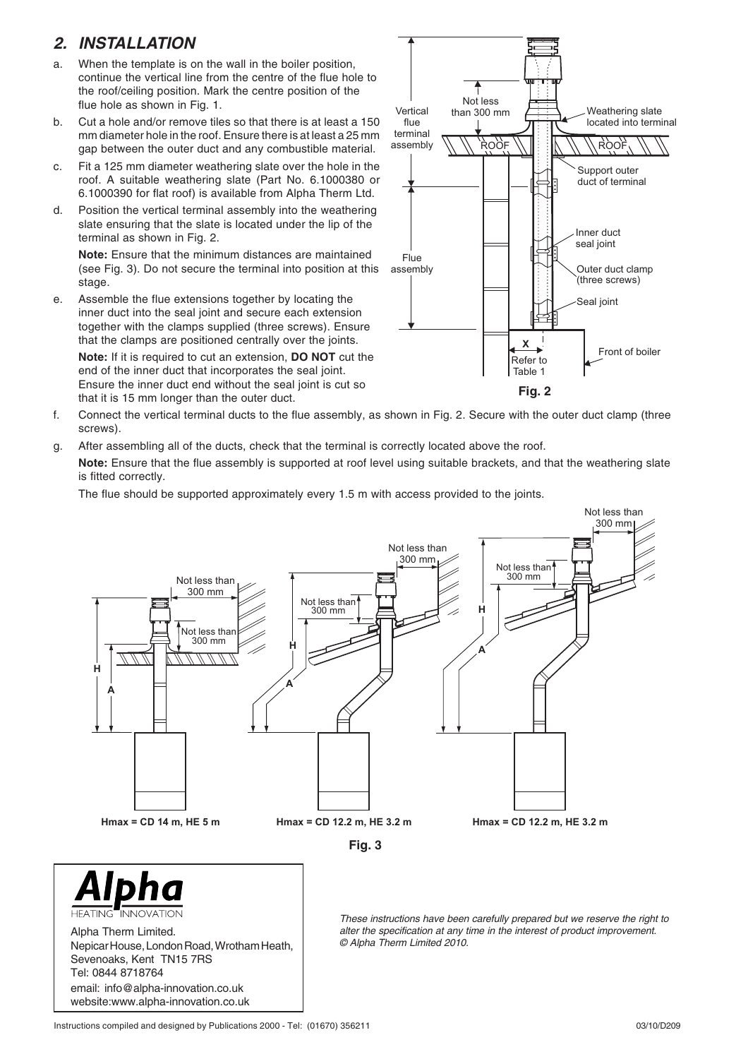## 2. INSTALLATION

a. When the template is on the wall in the boiler position, continue the vertical line from the centre of the flue hole to the roof/ceiling position. Mark the centre position of the flue hole as shown in Fig. 1.

b. Cut a hole and/or remove tiles so that there is at least a 150 mm diameter hole in the roof. Ensure there is at least a 25 mm gap between the outer duct and any combustible material.

c. Fit a 125 mm diameter weathering slate over the hole in the roof. A suitable weathering slate (Part No. 6.1000380 or 6.1000390 for flat roof) is available from Alpha Therm Ltd.

d. Position the vertical terminal assembly into the weathering slate ensuring that the slate is located under the lip of the terminal as shown in Fig. 2.

**Note:** Ensure that the minimum distances are maintained (see Fig. 3). Do not secure the terminal into position at this stage.

e. Assemble the flue extensions together by locating the inner duct into the seal joint and secure each extension together with the clamps supplied (three screws). Ensure that the clamps are positioned centrally over the joints.

**Note:** If it is required to cut an extension, **DO NOT** cut the end of the inner duct that incorporates the seal joint. Ensure the inner duct end without the seal joint is cut so that it is 15 mm longer than the outer duct.

Vertical flue terminal assembly
Not less than 300 mm
Weathering slate located into terminal
ROOF
ROOF
Support outer duct of terminal
Inner duct seal joint
Flue assembly
Outer duct clamp (three screws)
Seal joint
X
Refer to Table 1
Front of boiler

**Fig. 2**

f. Connect the vertical terminal ducts to the flue assembly, as shown in Fig. 2. Secure with the outer duct clamp (three screws).

g. After assembling all of the ducts, check that the terminal is correctly located above the roof.

**Note:** Ensure that the flue assembly is supported at roof level using suitable brackets, and that the weathering slate is fitted correctly.

The flue should be supported approximately every 1.5 m with access provided to the joints.

Not less than 300 mm
Not less than 300 mm
H
A
Hmax = CD 14 m, HE 5 m

Not less than 300 mm
Not less than 300 mm
H
A
Hmax = CD 12.2 m, HE 3.2 m

Not less than 300 mm
Not less than 300 mm
H
A
Hmax = CD 12.2 m, HE 3.2 m

**Fig. 3**

**Alpha** HEATING INNOVATION

Alpha Therm Limited.
Nepicar House, London Road, Wrotham Heath,
Sevenoaks, Kent TN15 7RS
Tel: 0844 8718764
email: info@alpha-innovation.co.uk
website:www.alpha-innovation.co.uk

*These instructions have been carefully prepared but we reserve the right to alter the specification at any time in the interest of product improvement.*
*© Alpha Therm Limited 2010.*

Instructions compiled and designed by Publications 2000 - Tel: (01670) 356211

03/10/D209